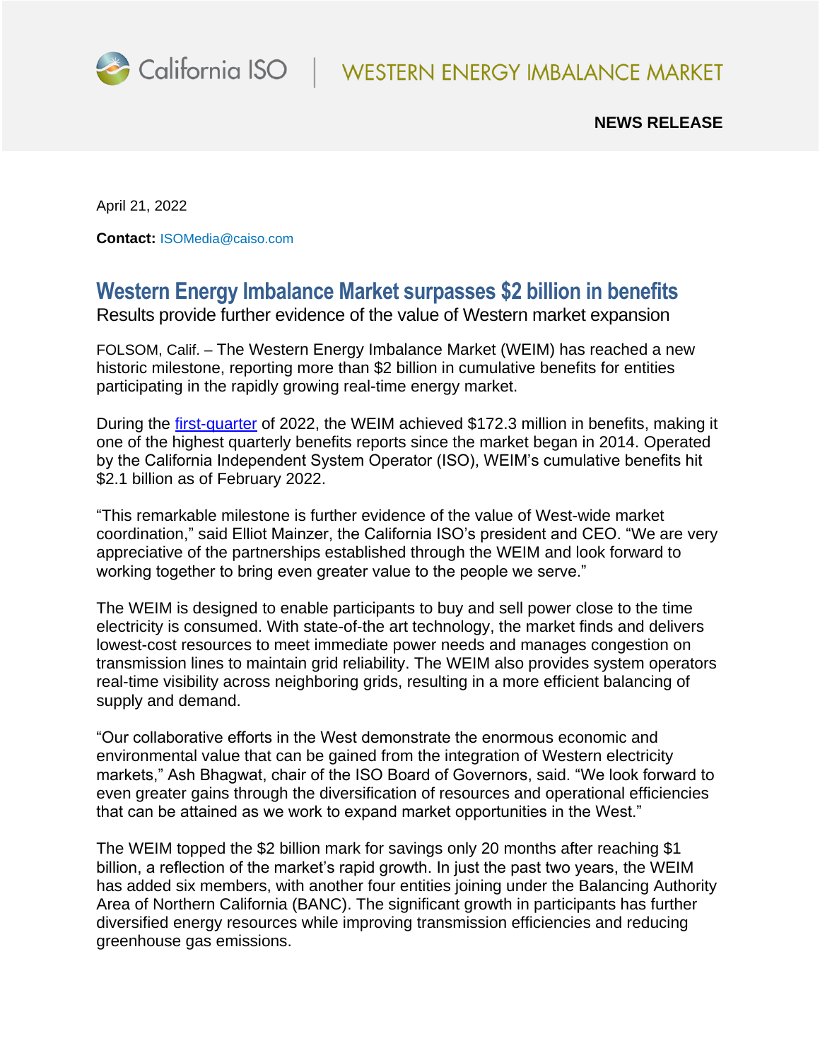California ISO | WESTERN ENERGY IMBALANCE MARKET

**NEWS RELEASE**

April 21, 2022

**Contact:** ISOMedia@caiso.com

# Western Energy Imbalance Market surpasses $2 billion in benefits

Results provide further evidence of the value of Western market expansion

FOLSOM, Calif. – The Western Energy Imbalance Market (WEIM) has reached a new historic milestone, reporting more than $2 billion in cumulative benefits for entities participating in the rapidly growing real-time energy market.

During the first-quarter of 2022, the WEIM achieved $172.3 million in benefits, making it one of the highest quarterly benefits reports since the market began in 2014. Operated by the California Independent System Operator (ISO), WEIM's cumulative benefits hit $2.1 billion as of February 2022.

"This remarkable milestone is further evidence of the value of West-wide market coordination," said Elliot Mainzer, the California ISO's president and CEO. "We are very appreciative of the partnerships established through the WEIM and look forward to working together to bring even greater value to the people we serve."

The WEIM is designed to enable participants to buy and sell power close to the time electricity is consumed. With state-of-the art technology, the market finds and delivers lowest-cost resources to meet immediate power needs and manages congestion on transmission lines to maintain grid reliability. The WEIM also provides system operators real-time visibility across neighboring grids, resulting in a more efficient balancing of supply and demand.

"Our collaborative efforts in the West demonstrate the enormous economic and environmental value that can be gained from the integration of Western electricity markets," Ash Bhagwat, chair of the ISO Board of Governors, said. "We look forward to even greater gains through the diversification of resources and operational efficiencies that can be attained as we work to expand market opportunities in the West."

The WEIM topped the $2 billion mark for savings only 20 months after reaching $1 billion, a reflection of the market's rapid growth. In just the past two years, the WEIM has added six members, with another four entities joining under the Balancing Authority Area of Northern California (BANC). The significant growth in participants has further diversified energy resources while improving transmission efficiencies and reducing greenhouse gas emissions.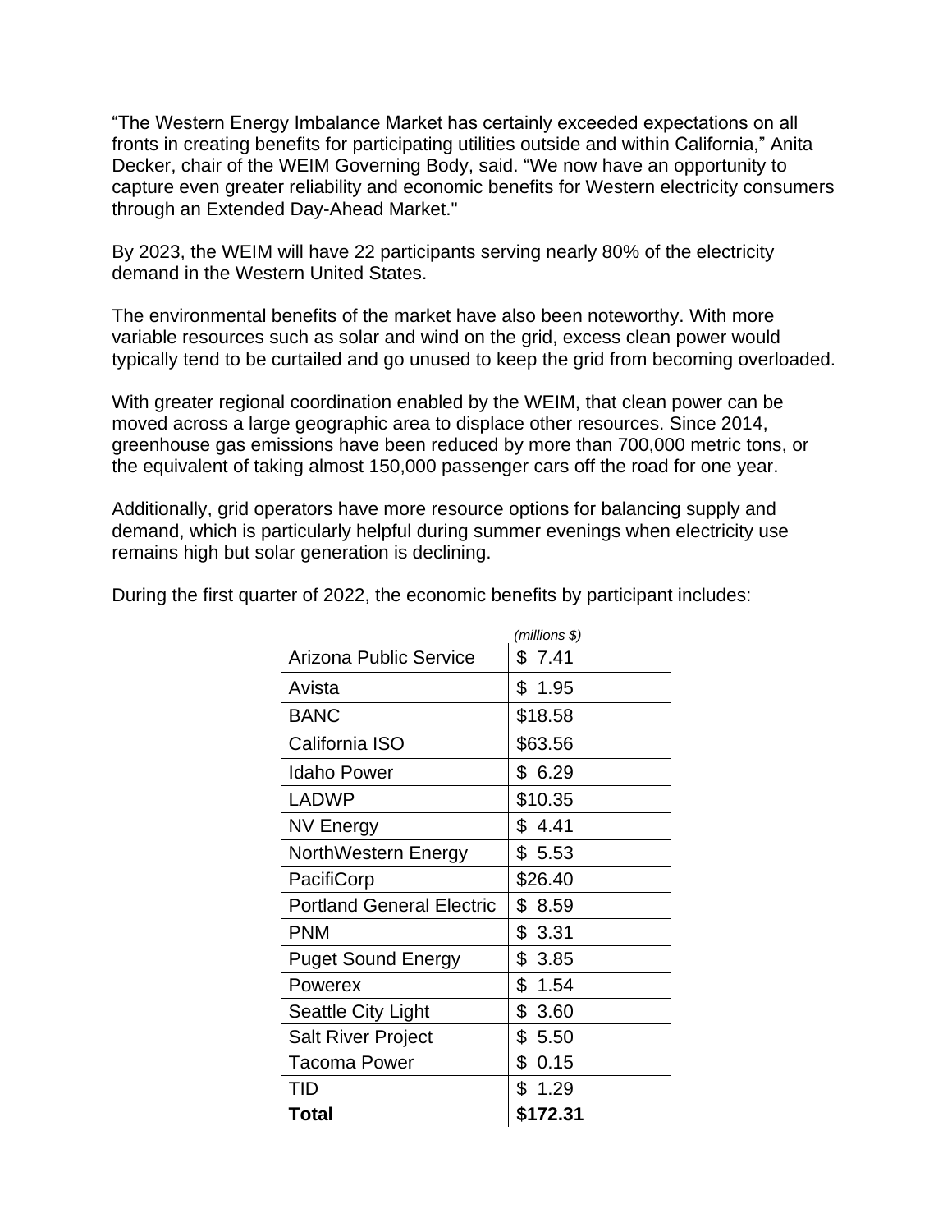“The Western Energy Imbalance Market has certainly exceeded expectations on all fronts in creating benefits for participating utilities outside and within California,” Anita Decker, chair of the WEIM Governing Body, said. “We now have an opportunity to capture even greater reliability and economic benefits for Western electricity consumers through an Extended Day-Ahead Market."

By 2023, the WEIM will have 22 participants serving nearly 80% of the electricity demand in the Western United States.

The environmental benefits of the market have also been noteworthy. With more variable resources such as solar and wind on the grid, excess clean power would typically tend to be curtailed and go unused to keep the grid from becoming overloaded.

With greater regional coordination enabled by the WEIM, that clean power can be moved across a large geographic area to displace other resources. Since 2014, greenhouse gas emissions have been reduced by more than 700,000 metric tons, or the equivalent of taking almost 150,000 passenger cars off the road for one year.

Additionally, grid operators have more resource options for balancing supply and demand, which is particularly helpful during summer evenings when electricity use remains high but solar generation is declining.

During the first quarter of 2022, the economic benefits by participant includes:

| | *(millions $)* |
|---|---|
| Arizona Public Service | $ 7.41 |
| Avista | $ 1.95 |
| BANC | $18.58 |
| California ISO | $63.56 |
| Idaho Power | $ 6.29 |
| LADWP | $10.35 |
| NV Energy | $ 4.41 |
| NorthWestern Energy | $ 5.53 |
| PacifiCorp | $26.40 |
| Portland General Electric | $ 8.59 |
| PNM | $ 3.31 |
| Puget Sound Energy | $ 3.85 |
| Powerex | $ 1.54 |
| Seattle City Light | $ 3.60 |
| Salt River Project | $ 5.50 |
| Tacoma Power | $ 0.15 |
| TID | $ 1.29 |
| **Total** | **$172.31** |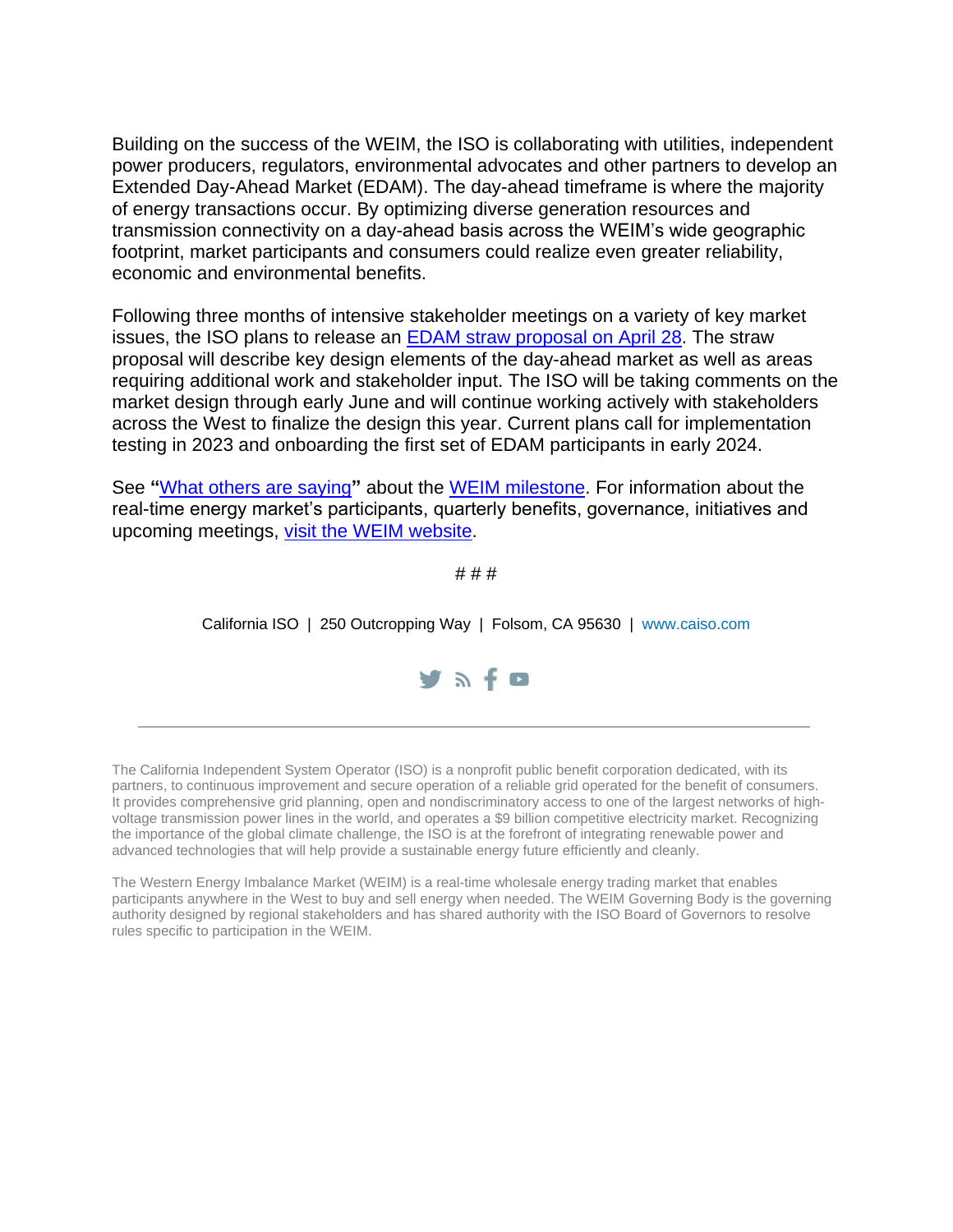Building on the success of the WEIM, the ISO is collaborating with utilities, independent power producers, regulators, environmental advocates and other partners to develop an Extended Day-Ahead Market (EDAM). The day-ahead timeframe is where the majority of energy transactions occur. By optimizing diverse generation resources and transmission connectivity on a day-ahead basis across the WEIM's wide geographic footprint, market participants and consumers could realize even greater reliability, economic and environmental benefits.

Following three months of intensive stakeholder meetings on a variety of key market issues, the ISO plans to release an EDAM straw proposal on April 28. The straw proposal will describe key design elements of the day-ahead market as well as areas requiring additional work and stakeholder input. The ISO will be taking comments on the market design through early June and will continue working actively with stakeholders across the West to finalize the design this year. Current plans call for implementation testing in 2023 and onboarding the first set of EDAM participants in early 2024.

See **"**What others are saying**"** about the WEIM milestone. For information about the real-time energy market's participants, quarterly benefits, governance, initiatives and upcoming meetings, visit the WEIM website.

# # #

California ISO | 250 Outcropping Way | Folsom, CA 95630 | www.caiso.com

---

The California Independent System Operator (ISO) is a nonprofit public benefit corporation dedicated, with its partners, to continuous improvement and secure operation of a reliable grid operated for the benefit of consumers. It provides comprehensive grid planning, open and nondiscriminatory access to one of the largest networks of high-voltage transmission power lines in the world, and operates a $9 billion competitive electricity market. Recognizing the importance of the global climate challenge, the ISO is at the forefront of integrating renewable power and advanced technologies that will help provide a sustainable energy future efficiently and cleanly.

The Western Energy Imbalance Market (WEIM) is a real-time wholesale energy trading market that enables participants anywhere in the West to buy and sell energy when needed. The WEIM Governing Body is the governing authority designed by regional stakeholders and has shared authority with the ISO Board of Governors to resolve rules specific to participation in the WEIM.